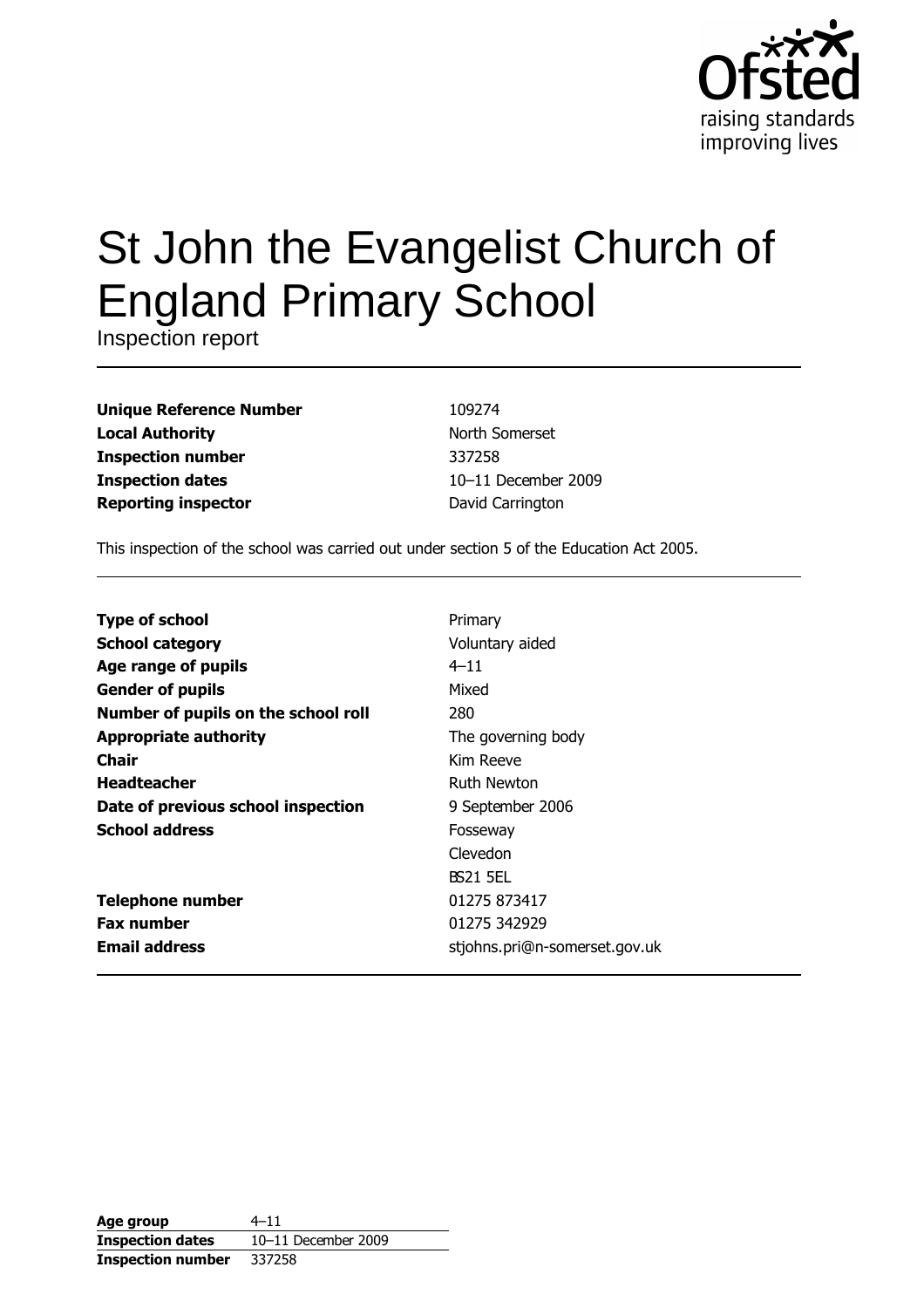# St John the Evangelist Church of England Primary School

Inspection report

| | |
|---|---|
| **Unique Reference Number** | 109274 |
| **Local Authority** | North Somerset |
| **Inspection number** | 337258 |
| **Inspection dates** | 10–11 December 2009 |
| **Reporting inspector** | David Carrington |

This inspection of the school was carried out under section 5 of the Education Act 2005.

| | |
|---|---|
| **Type of school** | Primary |
| **School category** | Voluntary aided |
| **Age range of pupils** | 4–11 |
| **Gender of pupils** | Mixed |
| **Number of pupils on the school roll** | 280 |
| **Appropriate authority** | The governing body |
| **Chair** | Kim Reeve |
| **Headteacher** | Ruth Newton |
| **Date of previous school inspection** | 9 September 2006 |
| **School address** | Fosseway<br>Clevedon<br>BS21 5EL |
| **Telephone number** | 01275 873417 |
| **Fax number** | 01275 342929 |
| **Email address** | stjohns.pri@n-somerset.gov.uk |

| | |
|---|---|
| **Age group** | 4–11 |
| **Inspection dates** | 10–11 December 2009 |
| **Inspection number** | 337258 |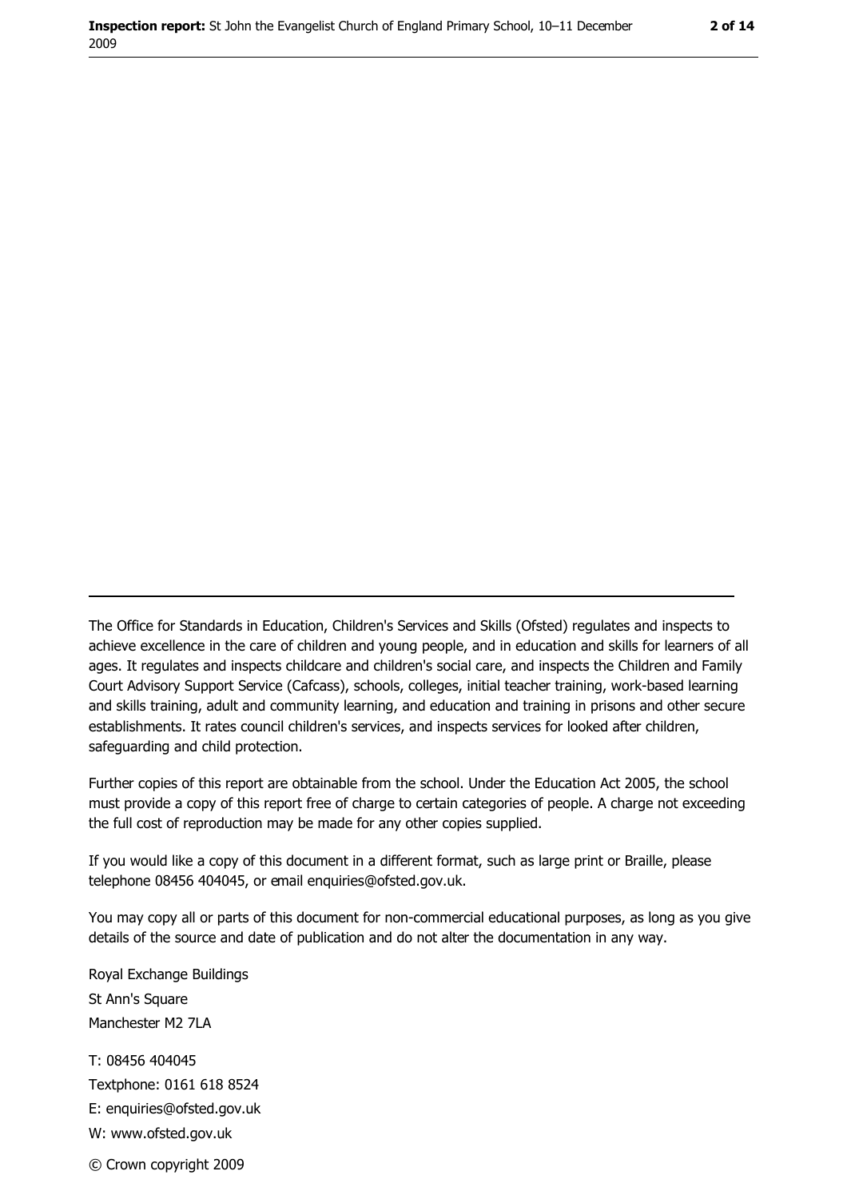The Office for Standards in Education, Children's Services and Skills (Ofsted) regulates and inspects to achieve excellence in the care of children and young people, and in education and skills for learners of all ages. It regulates and inspects childcare and children's social care, and inspects the Children and Family Court Advisory Support Service (Cafcass), schools, colleges, initial teacher training, work-based learning and skills training, adult and community learning, and education and training in prisons and other secure establishments. It rates council children's services, and inspects services for looked after children, safeguarding and child protection.

Further copies of this report are obtainable from the school. Under the Education Act 2005, the school must provide a copy of this report free of charge to certain categories of people. A charge not exceeding the full cost of reproduction may be made for any other copies supplied.

If you would like a copy of this document in a different format, such as large print or Braille, please telephone 08456 404045, or email enquiries@ofsted.gov.uk.

You may copy all or parts of this document for non-commercial educational purposes, as long as you give details of the source and date of publication and do not alter the documentation in any way.

Royal Exchange Buildings
St Ann's Square
Manchester M2 7LA

T: 08456 404045
Textphone: 0161 618 8524
E: enquiries@ofsted.gov.uk
W: www.ofsted.gov.uk

© Crown copyright 2009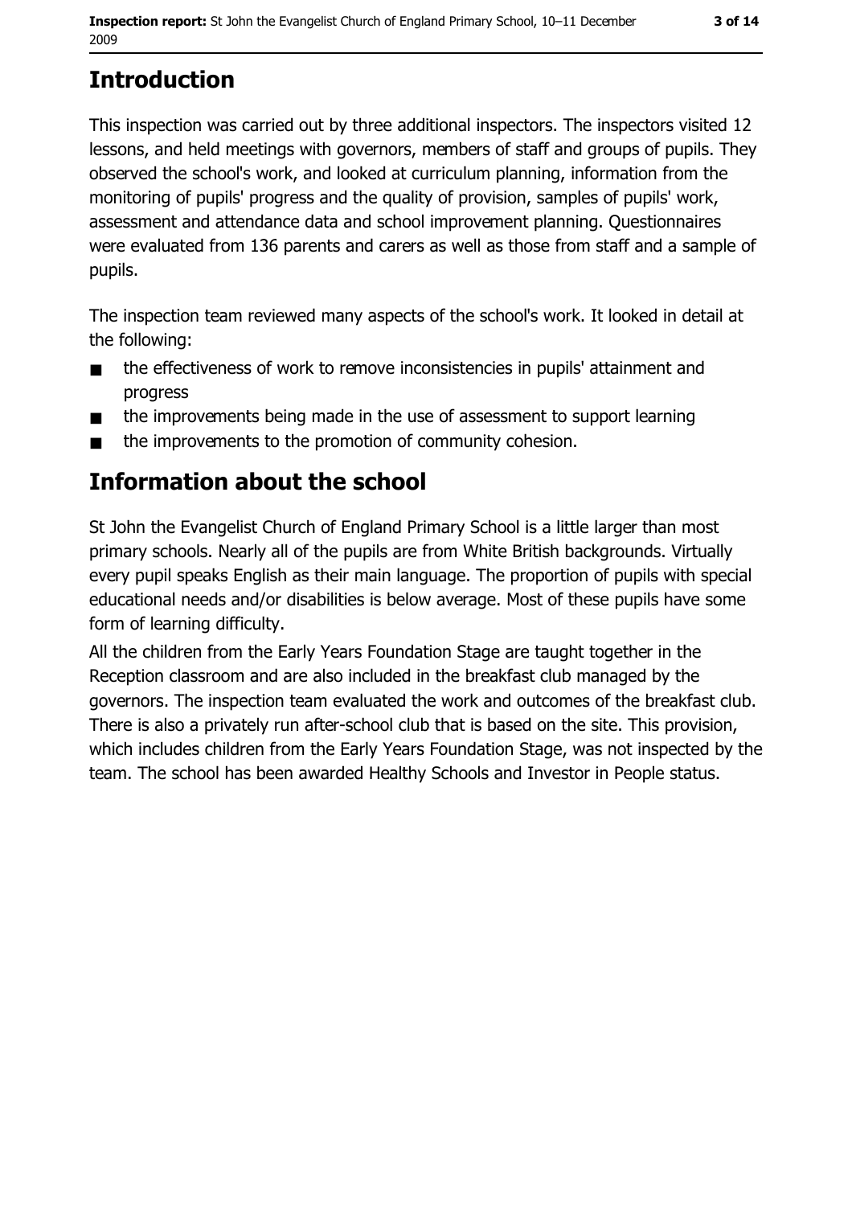# Introduction

This inspection was carried out by three additional inspectors. The inspectors visited 12 lessons, and held meetings with governors, members of staff and groups of pupils. They observed the school's work, and looked at curriculum planning, information from the monitoring of pupils' progress and the quality of provision, samples of pupils' work, assessment and attendance data and school improvement planning. Questionnaires were evaluated from 136 parents and carers as well as those from staff and a sample of pupils.

The inspection team reviewed many aspects of the school's work. It looked in detail at the following:

- the effectiveness of work to remove inconsistencies in pupils' attainment and progress
- the improvements being made in the use of assessment to support learning
- the improvements to the promotion of community cohesion.

# Information about the school

St John the Evangelist Church of England Primary School is a little larger than most primary schools. Nearly all of the pupils are from White British backgrounds. Virtually every pupil speaks English as their main language. The proportion of pupils with special educational needs and/or disabilities is below average. Most of these pupils have some form of learning difficulty.

All the children from the Early Years Foundation Stage are taught together in the Reception classroom and are also included in the breakfast club managed by the governors. The inspection team evaluated the work and outcomes of the breakfast club. There is also a privately run after-school club that is based on the site. This provision, which includes children from the Early Years Foundation Stage, was not inspected by the team. The school has been awarded Healthy Schools and Investor in People status.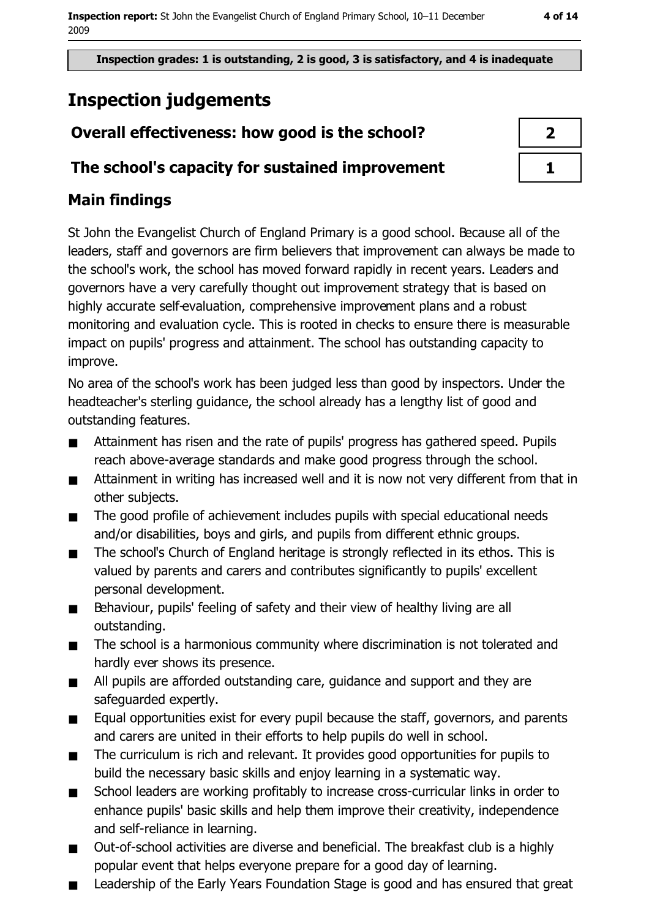Inspection grades: 1 is outstanding, 2 is good, 3 is satisfactory, and 4 is inadequate

# Inspection judgements

| Overall effectiveness: how good is the school? | 2 |
|---|---|
| The school's capacity for sustained improvement | 1 |

## Main findings

St John the Evangelist Church of England Primary is a good school. Because all of the leaders, staff and governors are firm believers that improvement can always be made to the school's work, the school has moved forward rapidly in recent years. Leaders and governors have a very carefully thought out improvement strategy that is based on highly accurate self-evaluation, comprehensive improvement plans and a robust monitoring and evaluation cycle. This is rooted in checks to ensure there is measurable impact on pupils' progress and attainment. The school has outstanding capacity to improve.

No area of the school's work has been judged less than good by inspectors. Under the headteacher's sterling guidance, the school already has a lengthy list of good and outstanding features.

- Attainment has risen and the rate of pupils' progress has gathered speed. Pupils reach above-average standards and make good progress through the school.
- Attainment in writing has increased well and it is now not very different from that in other subjects.
- The good profile of achievement includes pupils with special educational needs and/or disabilities, boys and girls, and pupils from different ethnic groups.
- The school's Church of England heritage is strongly reflected in its ethos. This is valued by parents and carers and contributes significantly to pupils' excellent personal development.
- Behaviour, pupils' feeling of safety and their view of healthy living are all outstanding.
- The school is a harmonious community where discrimination is not tolerated and hardly ever shows its presence.
- All pupils are afforded outstanding care, guidance and support and they are safeguarded expertly.
- Equal opportunities exist for every pupil because the staff, governors, and parents and carers are united in their efforts to help pupils do well in school.
- The curriculum is rich and relevant. It provides good opportunities for pupils to build the necessary basic skills and enjoy learning in a systematic way.
- School leaders are working profitably to increase cross-curricular links in order to enhance pupils' basic skills and help them improve their creativity, independence and self-reliance in learning.
- Out-of-school activities are diverse and beneficial. The breakfast club is a highly popular event that helps everyone prepare for a good day of learning.
- Leadership of the Early Years Foundation Stage is good and has ensured that great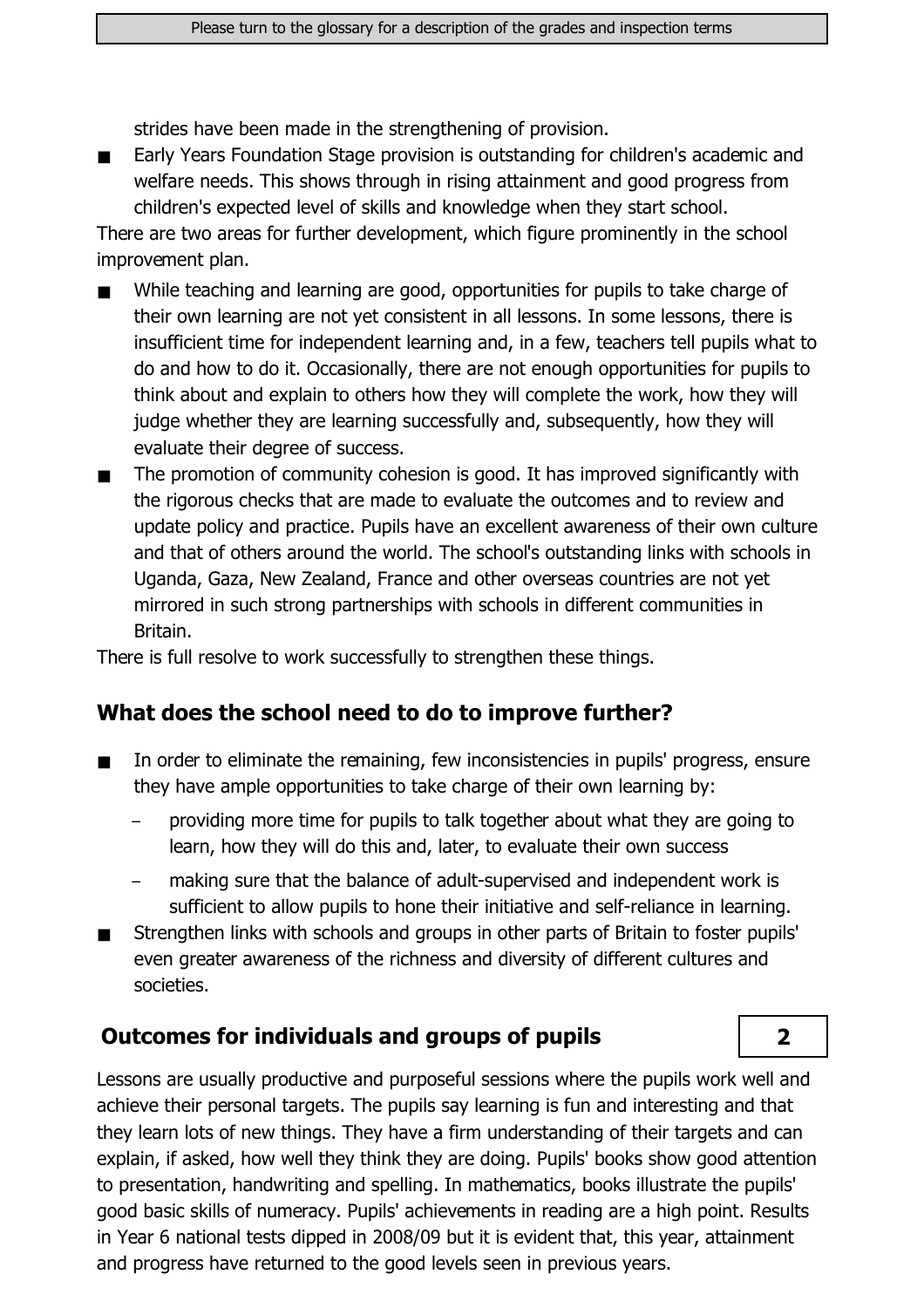strides have been made in the strengthening of provision.

- Early Years Foundation Stage provision is outstanding for children's academic and welfare needs. This shows through in rising attainment and good progress from children's expected level of skills and knowledge when they start school.

There are two areas for further development, which figure prominently in the school improvement plan.

- While teaching and learning are good, opportunities for pupils to take charge of their own learning are not yet consistent in all lessons. In some lessons, there is insufficient time for independent learning and, in a few, teachers tell pupils what to do and how to do it. Occasionally, there are not enough opportunities for pupils to think about and explain to others how they will complete the work, how they will judge whether they are learning successfully and, subsequently, how they will evaluate their degree of success.
- The promotion of community cohesion is good. It has improved significantly with the rigorous checks that are made to evaluate the outcomes and to review and update policy and practice. Pupils have an excellent awareness of their own culture and that of others around the world. The school's outstanding links with schools in Uganda, Gaza, New Zealand, France and other overseas countries are not yet mirrored in such strong partnerships with schools in different communities in Britain.

There is full resolve to work successfully to strengthen these things.

## What does the school need to do to improve further?

- In order to eliminate the remaining, few inconsistencies in pupils' progress, ensure they have ample opportunities to take charge of their own learning by:
  - providing more time for pupils to talk together about what they are going to learn, how they will do this and, later, to evaluate their own success
  - making sure that the balance of adult-supervised and independent work is sufficient to allow pupils to hone their initiative and self-reliance in learning.
- Strengthen links with schools and groups in other parts of Britain to foster pupils' even greater awareness of the richness and diversity of different cultures and societies.

## Outcomes for individuals and groups of pupils — 2

Lessons are usually productive and purposeful sessions where the pupils work well and achieve their personal targets. The pupils say learning is fun and interesting and that they learn lots of new things. They have a firm understanding of their targets and can explain, if asked, how well they think they are doing. Pupils' books show good attention to presentation, handwriting and spelling. In mathematics, books illustrate the pupils' good basic skills of numeracy. Pupils' achievements in reading are a high point. Results in Year 6 national tests dipped in 2008/09 but it is evident that, this year, attainment and progress have returned to the good levels seen in previous years.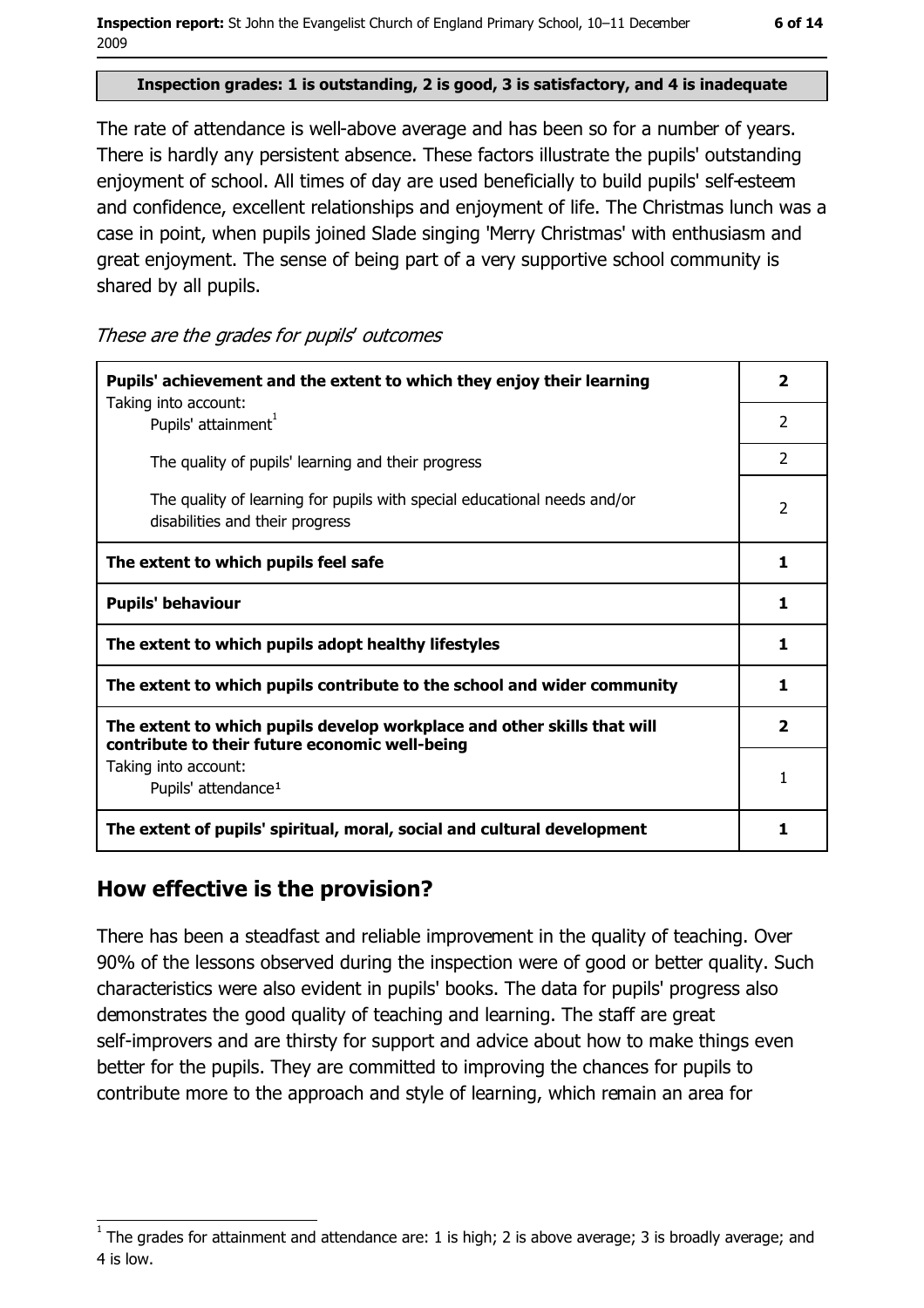**Inspection grades: 1 is outstanding, 2 is good, 3 is satisfactory, and 4 is inadequate**

The rate of attendance is well-above average and has been so for a number of years. There is hardly any persistent absence. These factors illustrate the pupils' outstanding enjoyment of school. All times of day are used beneficially to build pupils' self-esteem and confidence, excellent relationships and enjoyment of life. The Christmas lunch was a case in point, when pupils joined Slade singing 'Merry Christmas' with enthusiasm and great enjoyment. The sense of being part of a very supportive school community is shared by all pupils.

*These are the grades for pupils' outcomes*

| | |
|---|---|
| **Pupils' achievement and the extent to which they enjoy their learning** | **2** |
| Taking into account: Pupils' attainment[1] | 2 |
| The quality of pupils' learning and their progress | 2 |
| The quality of learning for pupils with special educational needs and/or disabilities and their progress | 2 |
| **The extent to which pupils feel safe** | **1** |
| **Pupils' behaviour** | **1** |
| **The extent to which pupils adopt healthy lifestyles** | **1** |
| **The extent to which pupils contribute to the school and wider community** | **1** |
| **The extent to which pupils develop workplace and other skills that will contribute to their future economic well-being** | **2** |
| Taking into account: Pupils' attendance[1] | 1 |
| **The extent of pupils' spiritual, moral, social and cultural development** | **1** |

## How effective is the provision?

There has been a steadfast and reliable improvement in the quality of teaching. Over 90% of the lessons observed during the inspection were of good or better quality. Such characteristics were also evident in pupils' books. The data for pupils' progress also demonstrates the good quality of teaching and learning. The staff are great self-improvers and are thirsty for support and advice about how to make things even better for the pupils. They are committed to improving the chances for pupils to contribute more to the approach and style of learning, which remain an area for

[1] The grades for attainment and attendance are: 1 is high; 2 is above average; 3 is broadly average; and 4 is low.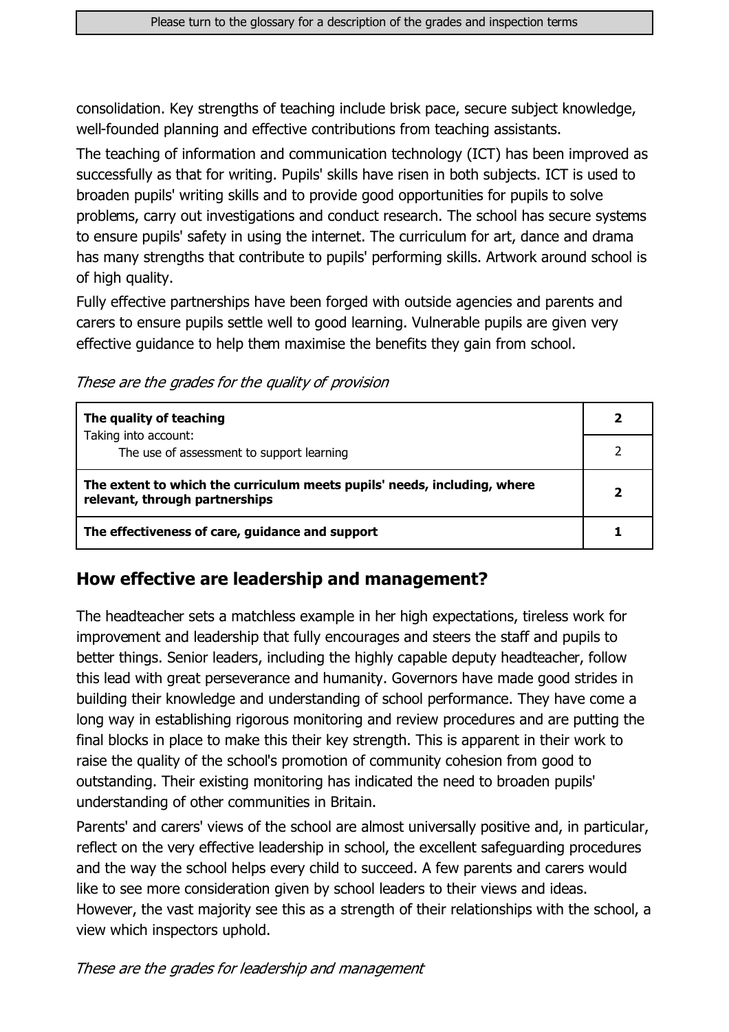consolidation. Key strengths of teaching include brisk pace, secure subject knowledge, well-founded planning and effective contributions from teaching assistants.

The teaching of information and communication technology (ICT) has been improved as successfully as that for writing. Pupils' skills have risen in both subjects. ICT is used to broaden pupils' writing skills and to provide good opportunities for pupils to solve problems, carry out investigations and conduct research. The school has secure systems to ensure pupils' safety in using the internet. The curriculum for art, dance and drama has many strengths that contribute to pupils' performing skills. Artwork around school is of high quality.

Fully effective partnerships have been forged with outside agencies and parents and carers to ensure pupils settle well to good learning. Vulnerable pupils are given very effective guidance to help them maximise the benefits they gain from school.

*These are the grades for the quality of provision*

| | |
|---|---|
| **The quality of teaching** | **2** |
| Taking into account: The use of assessment to support learning | 2 |
| **The extent to which the curriculum meets pupils' needs, including, where relevant, through partnerships** | **2** |
| **The effectiveness of care, guidance and support** | **1** |

## How effective are leadership and management?

The headteacher sets a matchless example in her high expectations, tireless work for improvement and leadership that fully encourages and steers the staff and pupils to better things. Senior leaders, including the highly capable deputy headteacher, follow this lead with great perseverance and humanity. Governors have made good strides in building their knowledge and understanding of school performance. They have come a long way in establishing rigorous monitoring and review procedures and are putting the final blocks in place to make this their key strength. This is apparent in their work to raise the quality of the school's promotion of community cohesion from good to outstanding. Their existing monitoring has indicated the need to broaden pupils' understanding of other communities in Britain.

Parents' and carers' views of the school are almost universally positive and, in particular, reflect on the very effective leadership in school, the excellent safeguarding procedures and the way the school helps every child to succeed. A few parents and carers would like to see more consideration given by school leaders to their views and ideas. However, the vast majority see this as a strength of their relationships with the school, a view which inspectors uphold.

*These are the grades for leadership and management*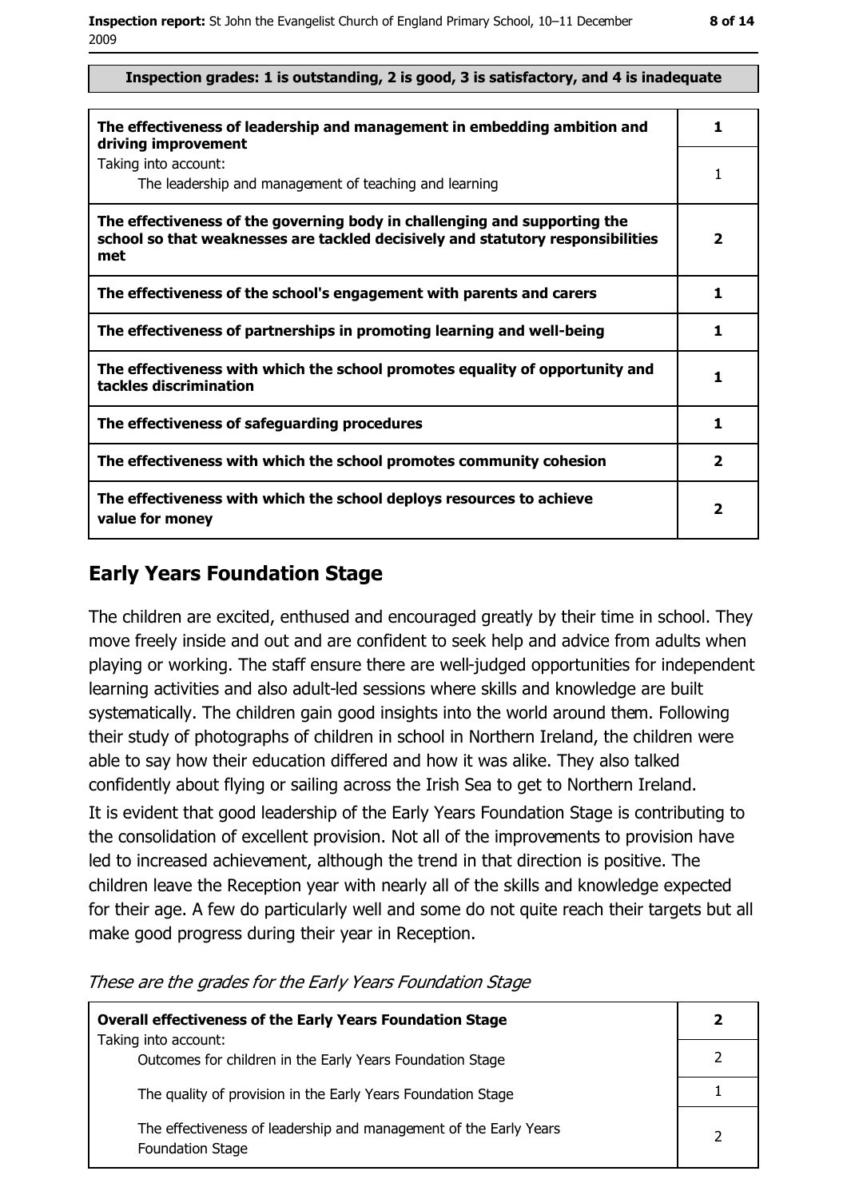**Inspection grades: 1 is outstanding, 2 is good, 3 is satisfactory, and 4 is inadequate**

| | |
|---|---|
| **The effectiveness of leadership and management in embedding ambition and driving improvement** | **1** |
| Taking into account: The leadership and management of teaching and learning | 1 |
| **The effectiveness of the governing body in challenging and supporting the school so that weaknesses are tackled decisively and statutory responsibilities met** | **2** |
| **The effectiveness of the school's engagement with parents and carers** | **1** |
| **The effectiveness of partnerships in promoting learning and well-being** | **1** |
| **The effectiveness with which the school promotes equality of opportunity and tackles discrimination** | **1** |
| **The effectiveness of safeguarding procedures** | **1** |
| **The effectiveness with which the school promotes community cohesion** | **2** |
| **The effectiveness with which the school deploys resources to achieve value for money** | **2** |

## Early Years Foundation Stage

The children are excited, enthused and encouraged greatly by their time in school. They move freely inside and out and are confident to seek help and advice from adults when playing or working. The staff ensure there are well-judged opportunities for independent learning activities and also adult-led sessions where skills and knowledge are built systematically. The children gain good insights into the world around them. Following their study of photographs of children in school in Northern Ireland, the children were able to say how their education differed and how it was alike. They also talked confidently about flying or sailing across the Irish Sea to get to Northern Ireland.

It is evident that good leadership of the Early Years Foundation Stage is contributing to the consolidation of excellent provision. Not all of the improvements to provision have led to increased achievement, although the trend in that direction is positive. The children leave the Reception year with nearly all of the skills and knowledge expected for their age. A few do particularly well and some do not quite reach their targets but all make good progress during their year in Reception.

*These are the grades for the Early Years Foundation Stage*

| | |
|---|---|
| **Overall effectiveness of the Early Years Foundation Stage** | **2** |
| Taking into account: Outcomes for children in the Early Years Foundation Stage | 2 |
| The quality of provision in the Early Years Foundation Stage | 1 |
| The effectiveness of leadership and management of the Early Years Foundation Stage | 2 |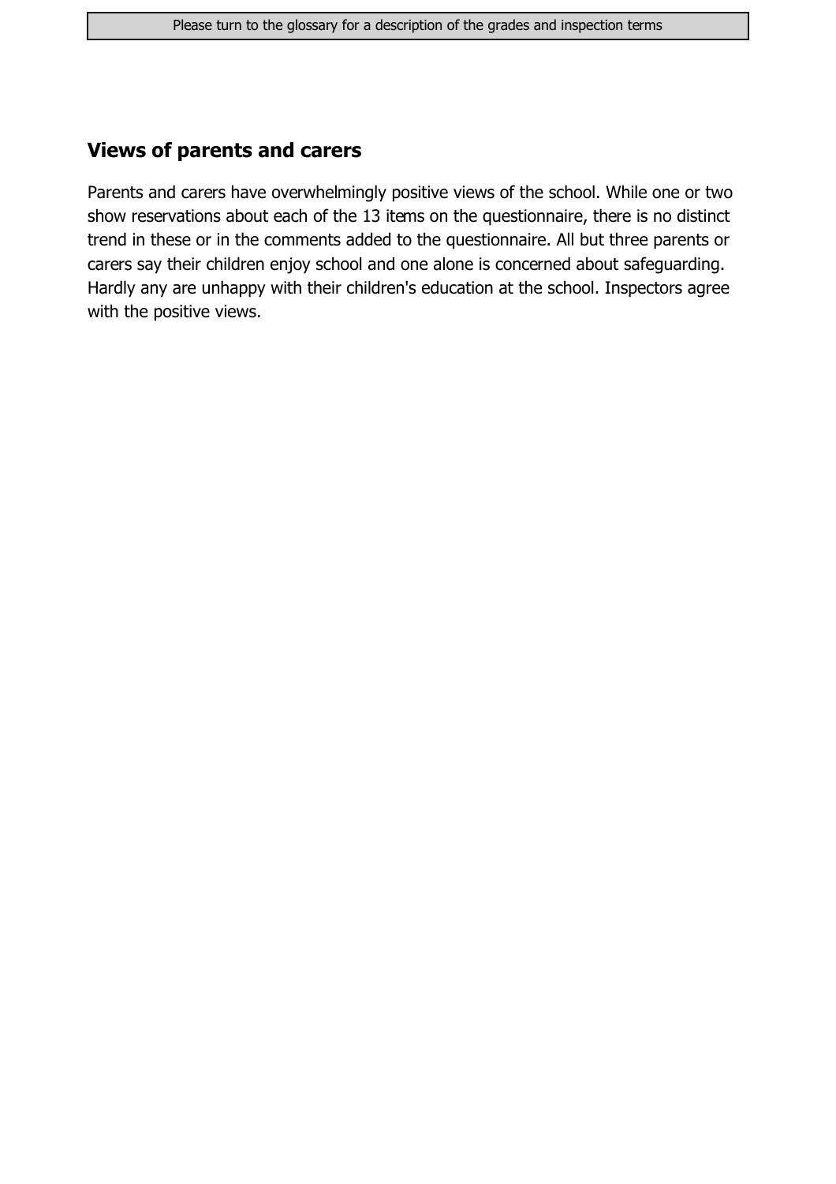## Views of parents and carers

Parents and carers have overwhelmingly positive views of the school. While one or two show reservations about each of the 13 items on the questionnaire, there is no distinct trend in these or in the comments added to the questionnaire. All but three parents or carers say their children enjoy school and one alone is concerned about safeguarding. Hardly any are unhappy with their children's education at the school. Inspectors agree with the positive views.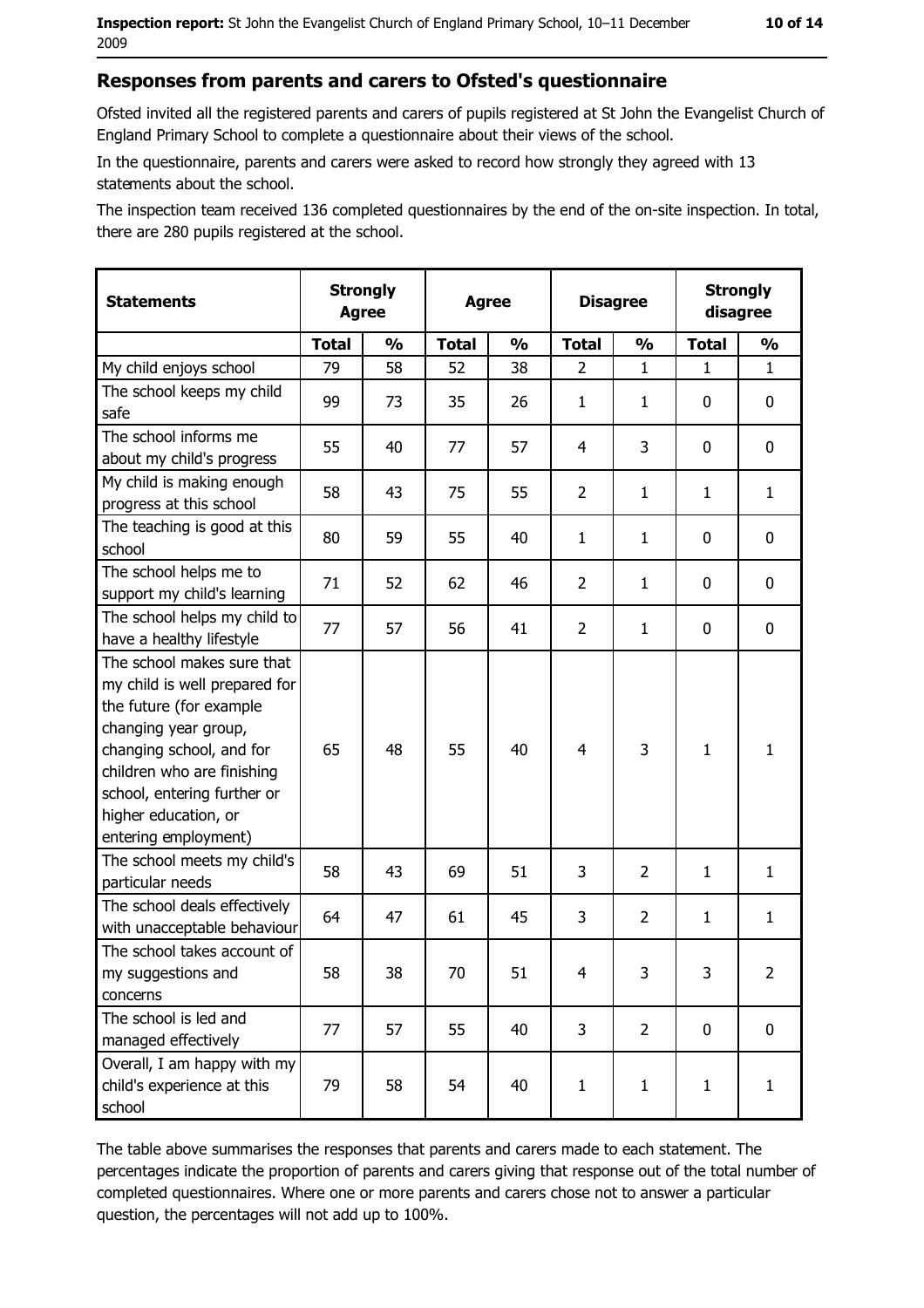## Responses from parents and carers to Ofsted's questionnaire

Ofsted invited all the registered parents and carers of pupils registered at St John the Evangelist Church of England Primary School to complete a questionnaire about their views of the school.

In the questionnaire, parents and carers were asked to record how strongly they agreed with 13 statements about the school.

The inspection team received 136 completed questionnaires by the end of the on-site inspection. In total, there are 280 pupils registered at the school.

| Statements | Strongly Agree | | Agree | | Disagree | | Strongly disagree | |
|---|---|---|---|---|---|---|---|---|
| | Total | % | Total | % | Total | % | Total | % |
| My child enjoys school | 79 | 58 | 52 | 38 | 2 | 1 | 1 | 1 |
| The school keeps my child safe | 99 | 73 | 35 | 26 | 1 | 1 | 0 | 0 |
| The school informs me about my child's progress | 55 | 40 | 77 | 57 | 4 | 3 | 0 | 0 |
| My child is making enough progress at this school | 58 | 43 | 75 | 55 | 2 | 1 | 1 | 1 |
| The teaching is good at this school | 80 | 59 | 55 | 40 | 1 | 1 | 0 | 0 |
| The school helps me to support my child's learning | 71 | 52 | 62 | 46 | 2 | 1 | 0 | 0 |
| The school helps my child to have a healthy lifestyle | 77 | 57 | 56 | 41 | 2 | 1 | 0 | 0 |
| The school makes sure that my child is well prepared for the future (for example changing year group, changing school, and for children who are finishing school, entering further or higher education, or entering employment) | 65 | 48 | 55 | 40 | 4 | 3 | 1 | 1 |
| The school meets my child's particular needs | 58 | 43 | 69 | 51 | 3 | 2 | 1 | 1 |
| The school deals effectively with unacceptable behaviour | 64 | 47 | 61 | 45 | 3 | 2 | 1 | 1 |
| The school takes account of my suggestions and concerns | 58 | 38 | 70 | 51 | 4 | 3 | 3 | 2 |
| The school is led and managed effectively | 77 | 57 | 55 | 40 | 3 | 2 | 0 | 0 |
| Overall, I am happy with my child's experience at this school | 79 | 58 | 54 | 40 | 1 | 1 | 1 | 1 |

The table above summarises the responses that parents and carers made to each statement. The percentages indicate the proportion of parents and carers giving that response out of the total number of completed questionnaires. Where one or more parents and carers chose not to answer a particular question, the percentages will not add up to 100%.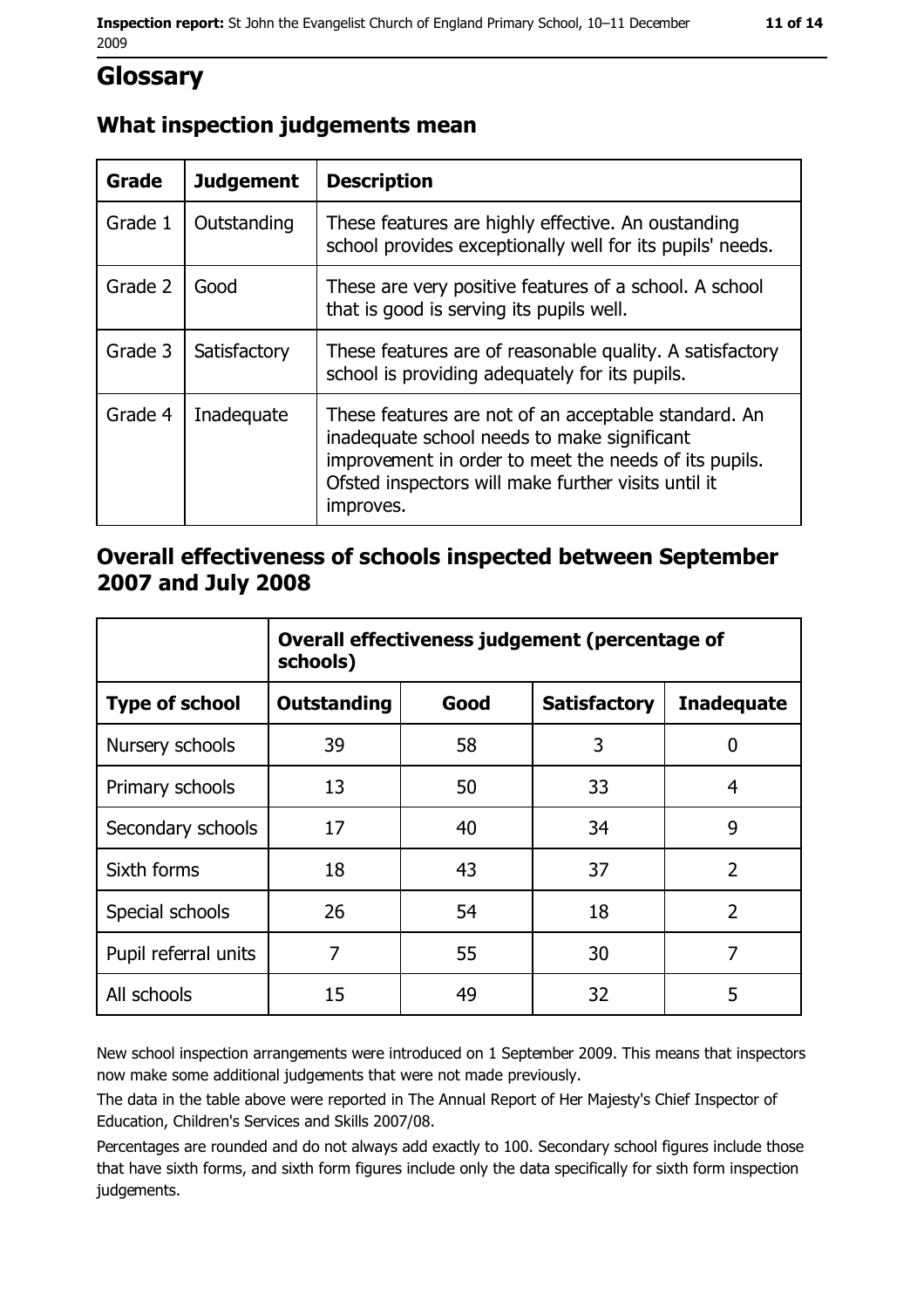# Glossary

## What inspection judgements mean

| Grade | Judgement | Description |
| --- | --- | --- |
| Grade 1 | Outstanding | These features are highly effective. An oustanding school provides exceptionally well for its pupils' needs. |
| Grade 2 | Good | These are very positive features of a school. A school that is good is serving its pupils well. |
| Grade 3 | Satisfactory | These features are of reasonable quality. A satisfactory school is providing adequately for its pupils. |
| Grade 4 | Inadequate | These features are not of an acceptable standard. An inadequate school needs to make significant improvement in order to meet the needs of its pupils. Ofsted inspectors will make further visits until it improves. |

## Overall effectiveness of schools inspected between September 2007 and July 2008

| | **Overall effectiveness judgement (percentage of schools)** | | | |
| --- | --- | --- | --- | --- |
| **Type of school** | **Outstanding** | **Good** | **Satisfactory** | **Inadequate** |
| Nursery schools | 39 | 58 | 3 | 0 |
| Primary schools | 13 | 50 | 33 | 4 |
| Secondary schools | 17 | 40 | 34 | 9 |
| Sixth forms | 18 | 43 | 37 | 2 |
| Special schools | 26 | 54 | 18 | 2 |
| Pupil referral units | 7 | 55 | 30 | 7 |
| All schools | 15 | 49 | 32 | 5 |

New school inspection arrangements were introduced on 1 September 2009. This means that inspectors now make some additional judgements that were not made previously.

The data in the table above were reported in The Annual Report of Her Majesty's Chief Inspector of Education, Children's Services and Skills 2007/08.

Percentages are rounded and do not always add exactly to 100. Secondary school figures include those that have sixth forms, and sixth form figures include only the data specifically for sixth form inspection judgements.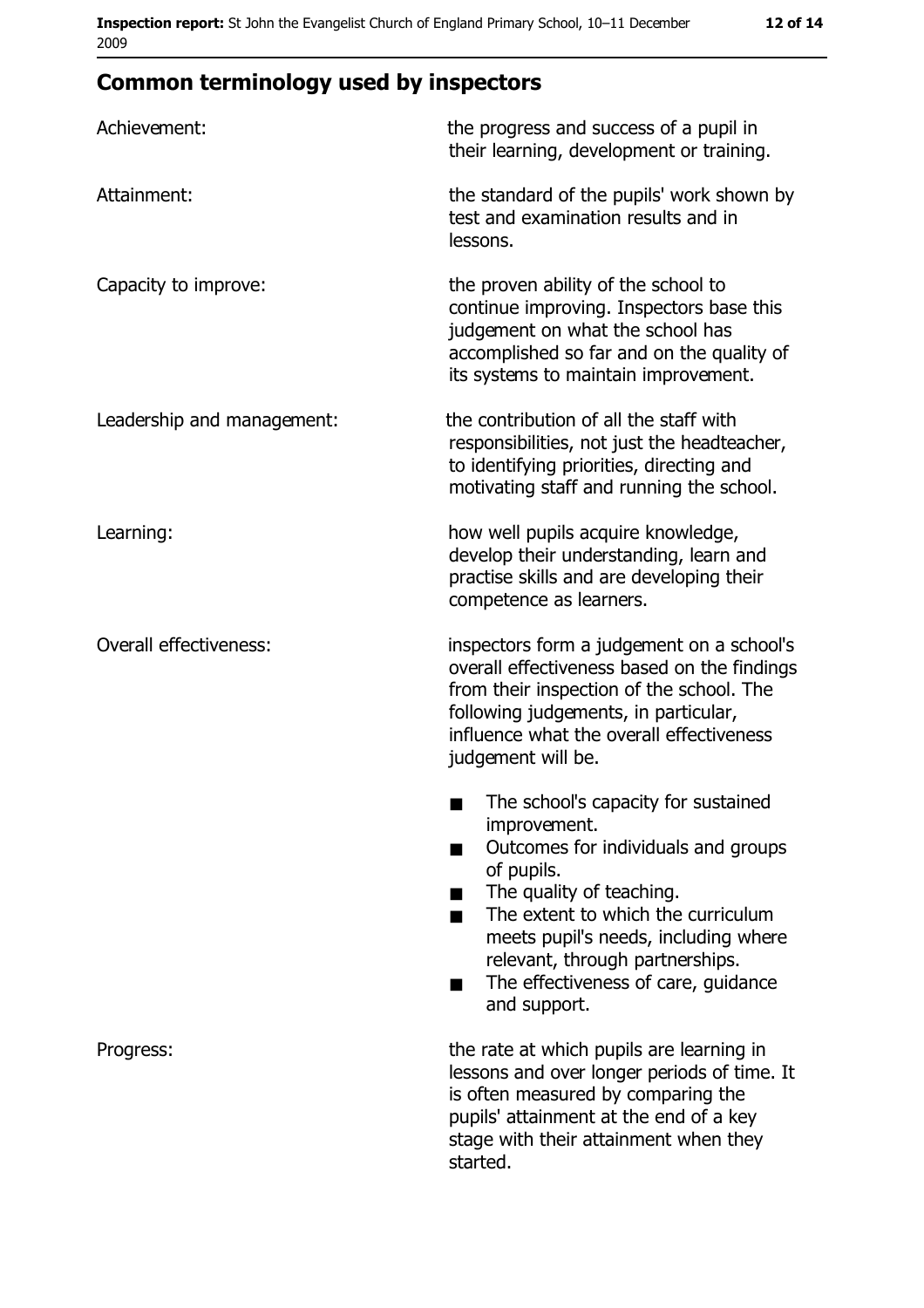## Common terminology used by inspectors

| | |
|---|---|
| Achievement: | the progress and success of a pupil in their learning, development or training. |
| Attainment: | the standard of the pupils' work shown by test and examination results and in lessons. |
| Capacity to improve: | the proven ability of the school to continue improving. Inspectors base this judgement on what the school has accomplished so far and on the quality of its systems to maintain improvement. |
| Leadership and management: | the contribution of all the staff with responsibilities, not just the headteacher, to identifying priorities, directing and motivating staff and running the school. |
| Learning: | how well pupils acquire knowledge, develop their understanding, learn and practise skills and are developing their competence as learners. |
| Overall effectiveness: | inspectors form a judgement on a school's overall effectiveness based on the findings from their inspection of the school. The following judgements, in particular, influence what the overall effectiveness judgement will be. <br>■ The school's capacity for sustained improvement. <br>■ Outcomes for individuals and groups of pupils. <br>■ The quality of teaching. <br>■ The extent to which the curriculum meets pupil's needs, including where relevant, through partnerships. <br>■ The effectiveness of care, guidance and support. |
| Progress: | the rate at which pupils are learning in lessons and over longer periods of time. It is often measured by comparing the pupils' attainment at the end of a key stage with their attainment when they started. |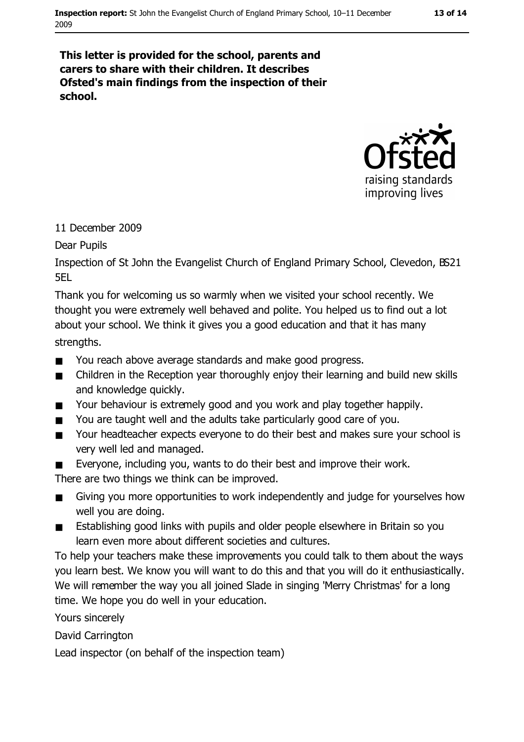**This letter is provided for the school, parents and carers to share with their children. It describes Ofsted's main findings from the inspection of their school.**

11 December 2009

Dear Pupils

Inspection of St John the Evangelist Church of England Primary School, Clevedon, BS21 5EL

Thank you for welcoming us so warmly when we visited your school recently. We thought you were extremely well behaved and polite. You helped us to find out a lot about your school. We think it gives you a good education and that it has many strengths.

- You reach above average standards and make good progress.
- Children in the Reception year thoroughly enjoy their learning and build new skills and knowledge quickly.
- Your behaviour is extremely good and you work and play together happily.
- You are taught well and the adults take particularly good care of you.
- Your headteacher expects everyone to do their best and makes sure your school is very well led and managed.
- Everyone, including you, wants to do their best and improve their work.

There are two things we think can be improved.

- Giving you more opportunities to work independently and judge for yourselves how well you are doing.
- Establishing good links with pupils and older people elsewhere in Britain so you learn even more about different societies and cultures.

To help your teachers make these improvements you could talk to them about the ways you learn best. We know you will want to do this and that you will do it enthusiastically. We will remember the way you all joined Slade in singing 'Merry Christmas' for a long time. We hope you do well in your education.

Yours sincerely

David Carrington

Lead inspector (on behalf of the inspection team)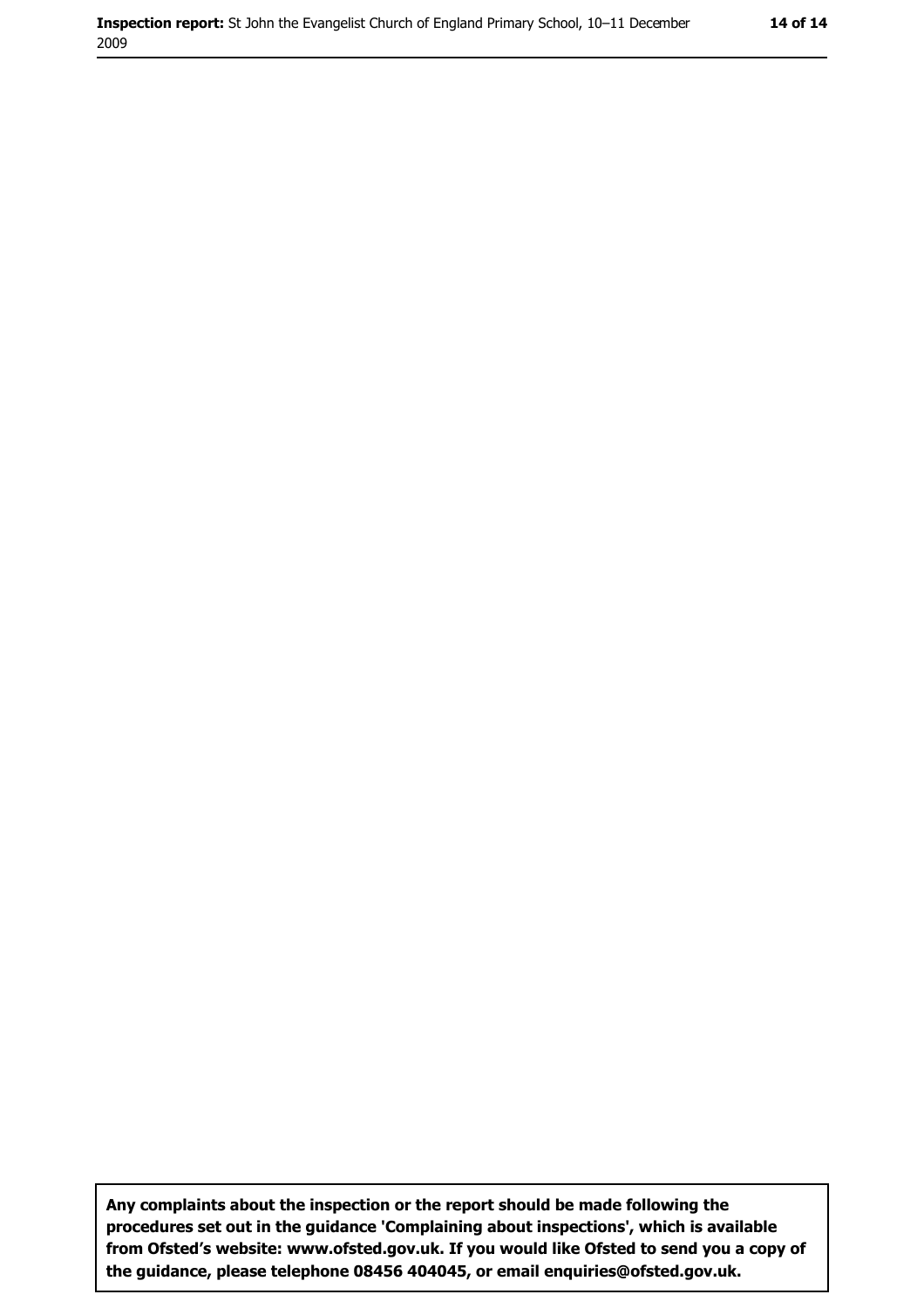**Any complaints about the inspection or the report should be made following the procedures set out in the guidance 'Complaining about inspections', which is available from Ofsted's website: www.ofsted.gov.uk. If you would like Ofsted to send you a copy of the guidance, please telephone 08456 404045, or email enquiries@ofsted.gov.uk.**